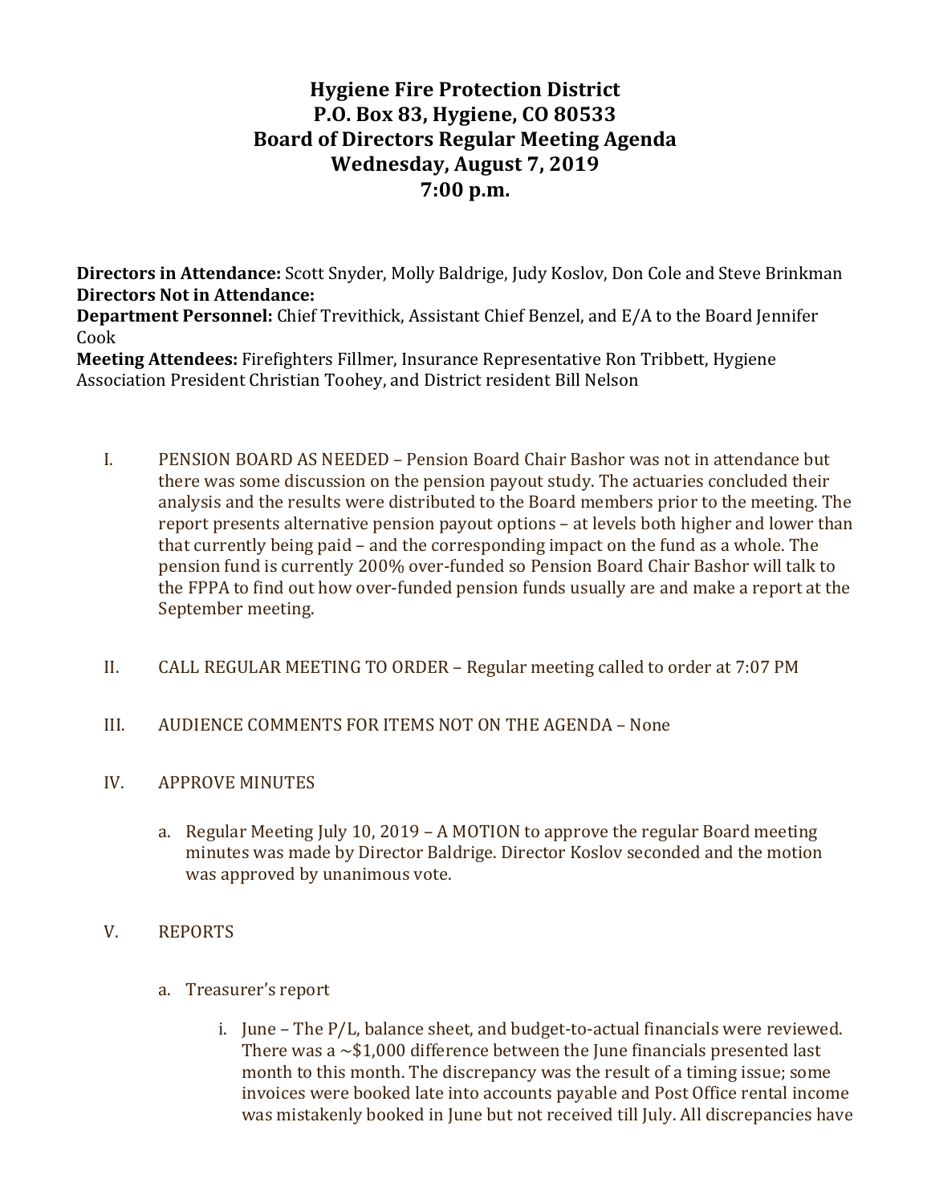# Hygiene Fire Protection District
# P.O. Box 83, Hygiene, CO 80533
# Board of Directors Regular Meeting Agenda
# Wednesday, August 7, 2019
# 7:00 p.m.

**Directors in Attendance:** Scott Snyder, Molly Baldrige, Judy Koslov, Don Cole and Steve Brinkman
**Directors Not in Attendance:**
**Department Personnel:** Chief Trevithick, Assistant Chief Benzel, and E/A to the Board Jennifer Cook
**Meeting Attendees:** Firefighters Fillmer, Insurance Representative Ron Tribbett, Hygiene Association President Christian Toohey, and District resident Bill Nelson

I. PENSION BOARD AS NEEDED – Pension Board Chair Bashor was not in attendance but there was some discussion on the pension payout study. The actuaries concluded their analysis and the results were distributed to the Board members prior to the meeting. The report presents alternative pension payout options – at levels both higher and lower than that currently being paid – and the corresponding impact on the fund as a whole. The pension fund is currently 200% over-funded so Pension Board Chair Bashor will talk to the FPPA to find out how over-funded pension funds usually are and make a report at the September meeting.

II. CALL REGULAR MEETING TO ORDER – Regular meeting called to order at 7:07 PM

III. AUDIENCE COMMENTS FOR ITEMS NOT ON THE AGENDA – None

IV. APPROVE MINUTES

   a. Regular Meeting July 10, 2019 – A MOTION to approve the regular Board meeting minutes was made by Director Baldrige. Director Koslov seconded and the motion was approved by unanimous vote.

V. REPORTS

   a. Treasurer's report

      i. June – The P/L, balance sheet, and budget-to-actual financials were reviewed. There was a ~$1,000 difference between the June financials presented last month to this month. The discrepancy was the result of a timing issue; some invoices were booked late into accounts payable and Post Office rental income was mistakenly booked in June but not received till July. All discrepancies have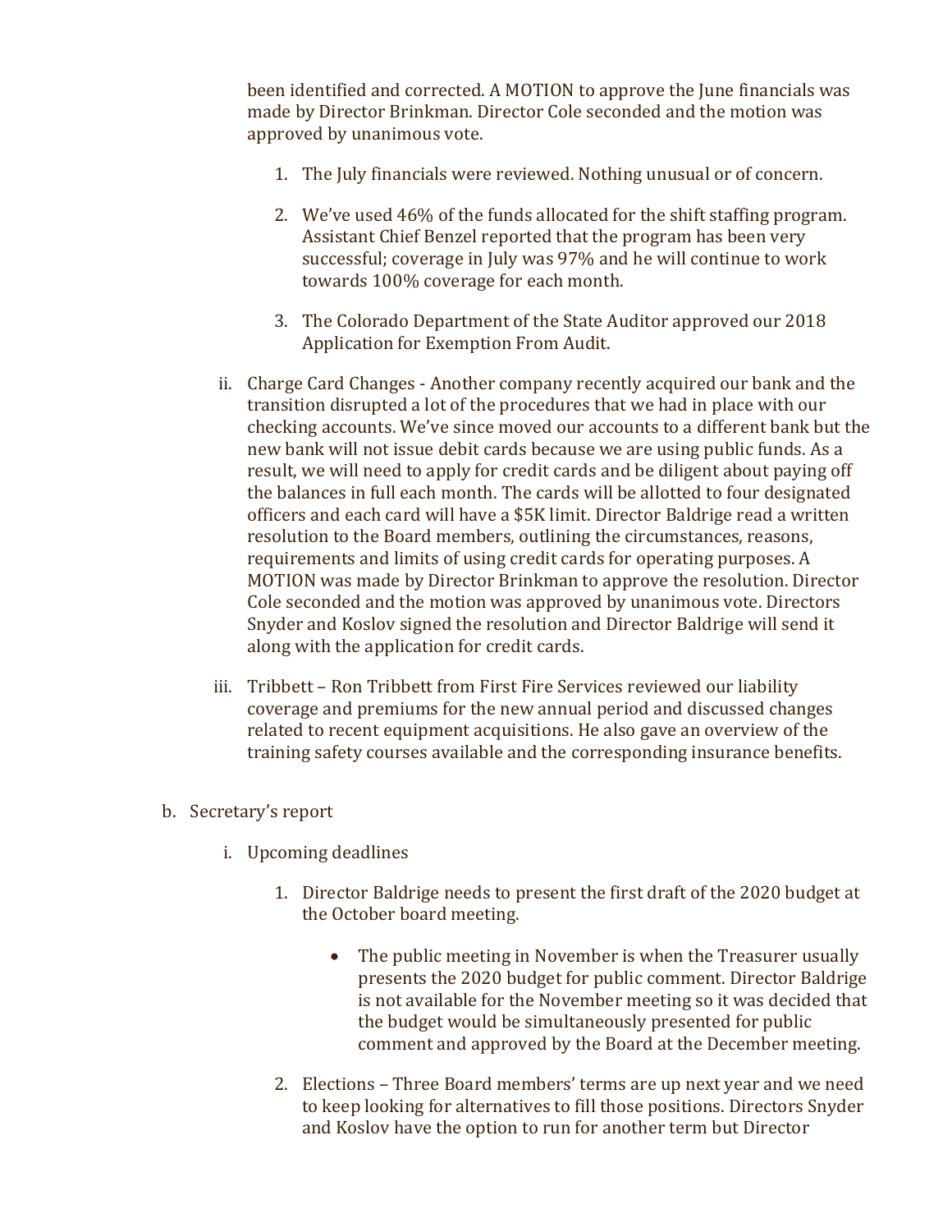been identified and corrected. A MOTION to approve the June financials was made by Director Brinkman. Director Cole seconded and the motion was approved by unanimous vote.

1. The July financials were reviewed. Nothing unusual or of concern.
2. We've used 46% of the funds allocated for the shift staffing program. Assistant Chief Benzel reported that the program has been very successful; coverage in July was 97% and he will continue to work towards 100% coverage for each month.
3. The Colorado Department of the State Auditor approved our 2018 Application for Exemption From Audit.

ii. Charge Card Changes - Another company recently acquired our bank and the transition disrupted a lot of the procedures that we had in place with our checking accounts. We've since moved our accounts to a different bank but the new bank will not issue debit cards because we are using public funds. As a result, we will need to apply for credit cards and be diligent about paying off the balances in full each month. The cards will be allotted to four designated officers and each card will have a $5K limit. Director Baldrige read a written resolution to the Board members, outlining the circumstances, reasons, requirements and limits of using credit cards for operating purposes. A MOTION was made by Director Brinkman to approve the resolution. Director Cole seconded and the motion was approved by unanimous vote. Directors Snyder and Koslov signed the resolution and Director Baldrige will send it along with the application for credit cards.

iii. Tribbett – Ron Tribbett from First Fire Services reviewed our liability coverage and premiums for the new annual period and discussed changes related to recent equipment acquisitions. He also gave an overview of the training safety courses available and the corresponding insurance benefits.

b. Secretary's report

i. Upcoming deadlines

1. Director Baldrige needs to present the first draft of the 2020 budget at the October board meeting.
    - The public meeting in November is when the Treasurer usually presents the 2020 budget for public comment. Director Baldrige is not available for the November meeting so it was decided that the budget would be simultaneously presented for public comment and approved by the Board at the December meeting.
2. Elections – Three Board members' terms are up next year and we need to keep looking for alternatives to fill those positions. Directors Snyder and Koslov have the option to run for another term but Director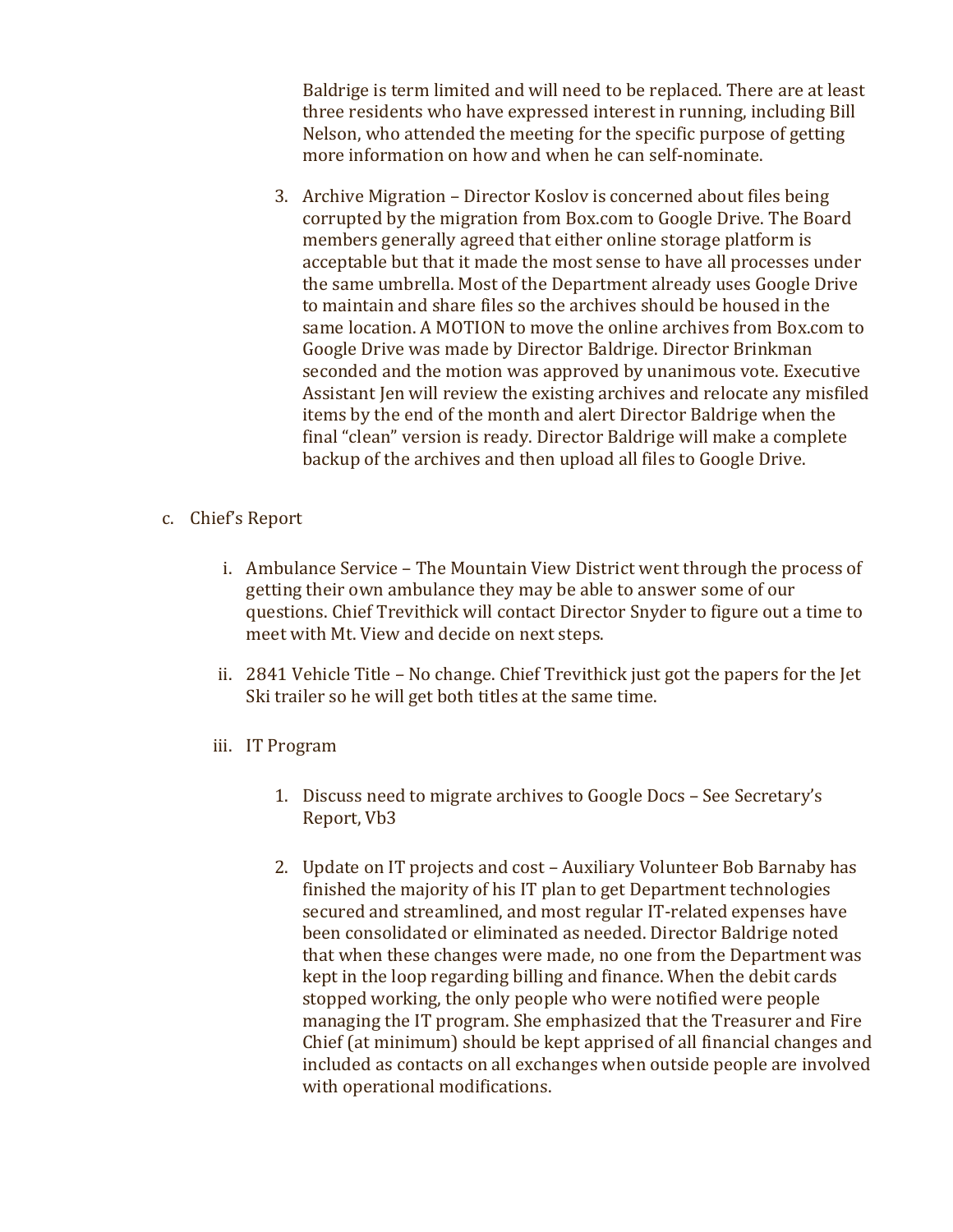Baldrige is term limited and will need to be replaced. There are at least three residents who have expressed interest in running, including Bill Nelson, who attended the meeting for the specific purpose of getting more information on how and when he can self-nominate.

3. Archive Migration – Director Koslov is concerned about files being corrupted by the migration from Box.com to Google Drive. The Board members generally agreed that either online storage platform is acceptable but that it made the most sense to have all processes under the same umbrella. Most of the Department already uses Google Drive to maintain and share files so the archives should be housed in the same location. A MOTION to move the online archives from Box.com to Google Drive was made by Director Baldrige. Director Brinkman seconded and the motion was approved by unanimous vote. Executive Assistant Jen will review the existing archives and relocate any misfiled items by the end of the month and alert Director Baldrige when the final "clean" version is ready. Director Baldrige will make a complete backup of the archives and then upload all files to Google Drive.

c. Chief's Report

i. Ambulance Service – The Mountain View District went through the process of getting their own ambulance they may be able to answer some of our questions. Chief Trevithick will contact Director Snyder to figure out a time to meet with Mt. View and decide on next steps.

ii. 2841 Vehicle Title – No change. Chief Trevithick just got the papers for the Jet Ski trailer so he will get both titles at the same time.

iii. IT Program

1. Discuss need to migrate archives to Google Docs – See Secretary's Report, Vb3

2. Update on IT projects and cost – Auxiliary Volunteer Bob Barnaby has finished the majority of his IT plan to get Department technologies secured and streamlined, and most regular IT-related expenses have been consolidated or eliminated as needed. Director Baldrige noted that when these changes were made, no one from the Department was kept in the loop regarding billing and finance. When the debit cards stopped working, the only people who were notified were people managing the IT program. She emphasized that the Treasurer and Fire Chief (at minimum) should be kept apprised of all financial changes and included as contacts on all exchanges when outside people are involved with operational modifications.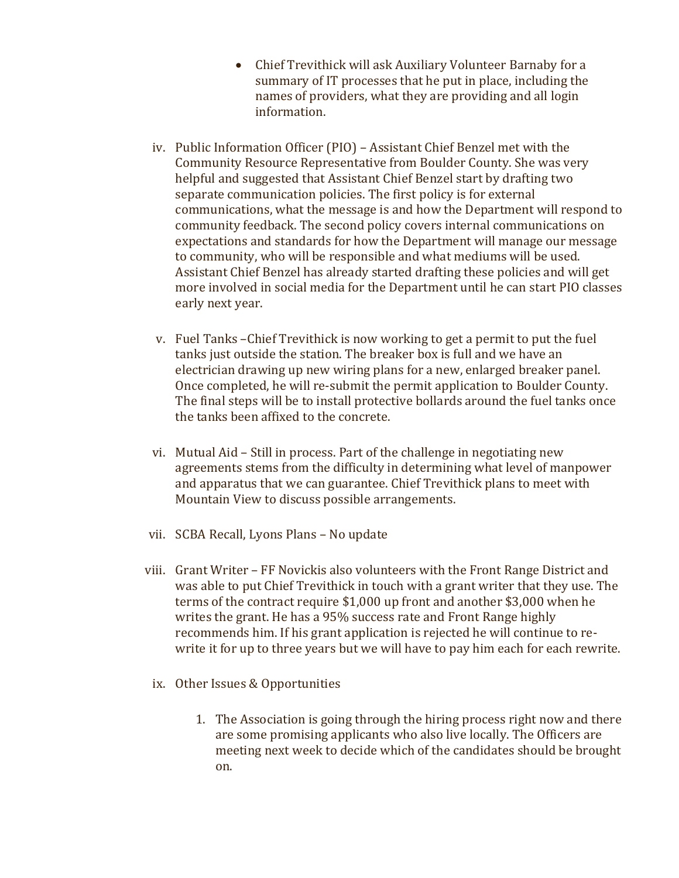- Chief Trevithick will ask Auxiliary Volunteer Barnaby for a summary of IT processes that he put in place, including the names of providers, what they are providing and all login information.

iv. Public Information Officer (PIO) – Assistant Chief Benzel met with the Community Resource Representative from Boulder County. She was very helpful and suggested that Assistant Chief Benzel start by drafting two separate communication policies. The first policy is for external communications, what the message is and how the Department will respond to community feedback. The second policy covers internal communications on expectations and standards for how the Department will manage our message to community, who will be responsible and what mediums will be used. Assistant Chief Benzel has already started drafting these policies and will get more involved in social media for the Department until he can start PIO classes early next year.

v. Fuel Tanks –Chief Trevithick is now working to get a permit to put the fuel tanks just outside the station. The breaker box is full and we have an electrician drawing up new wiring plans for a new, enlarged breaker panel. Once completed, he will re-submit the permit application to Boulder County. The final steps will be to install protective bollards around the fuel tanks once the tanks been affixed to the concrete.

vi. Mutual Aid – Still in process. Part of the challenge in negotiating new agreements stems from the difficulty in determining what level of manpower and apparatus that we can guarantee. Chief Trevithick plans to meet with Mountain View to discuss possible arrangements.

vii. SCBA Recall, Lyons Plans – No update

viii. Grant Writer – FF Novickis also volunteers with the Front Range District and was able to put Chief Trevithick in touch with a grant writer that they use. The terms of the contract require $1,000 up front and another $3,000 when he writes the grant. He has a 95% success rate and Front Range highly recommends him. If his grant application is rejected he will continue to re-write it for up to three years but we will have to pay him each for each rewrite.

ix. Other Issues & Opportunities

1. The Association is going through the hiring process right now and there are some promising applicants who also live locally. The Officers are meeting next week to decide which of the candidates should be brought on.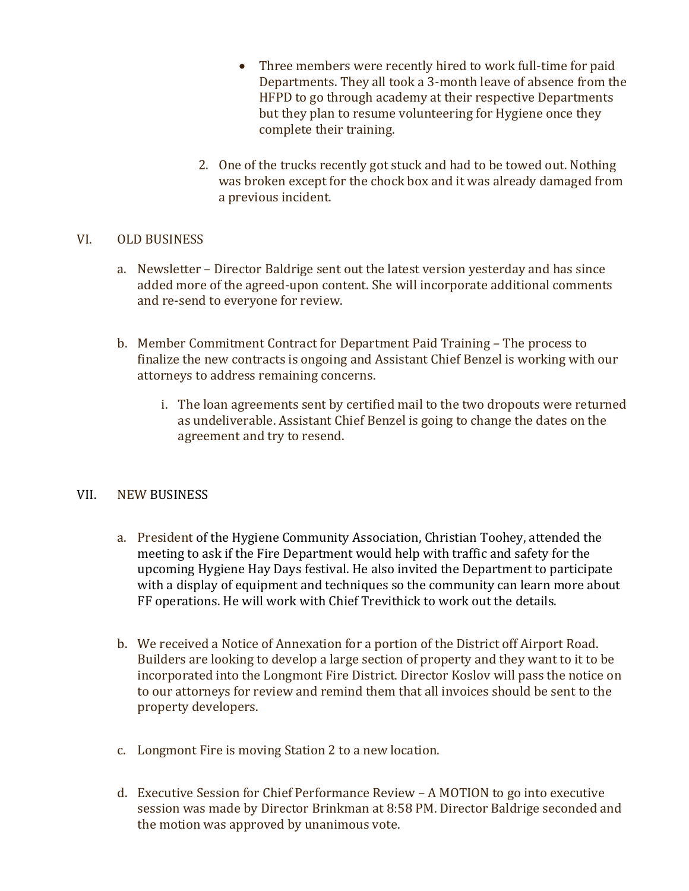- Three members were recently hired to work full-time for paid Departments. They all took a 3-month leave of absence from the HFPD to go through academy at their respective Departments but they plan to resume volunteering for Hygiene once they complete their training.

2. One of the trucks recently got stuck and had to be towed out. Nothing was broken except for the chock box and it was already damaged from a previous incident.

## VI. OLD BUSINESS

a. Newsletter – Director Baldrige sent out the latest version yesterday and has since added more of the agreed-upon content. She will incorporate additional comments and re-send to everyone for review.

b. Member Commitment Contract for Department Paid Training – The process to finalize the new contracts is ongoing and Assistant Chief Benzel is working with our attorneys to address remaining concerns.

   i. The loan agreements sent by certified mail to the two dropouts were returned as undeliverable. Assistant Chief Benzel is going to change the dates on the agreement and try to resend.

## VII. NEW BUSINESS

a. President of the Hygiene Community Association, Christian Toohey, attended the meeting to ask if the Fire Department would help with traffic and safety for the upcoming Hygiene Hay Days festival. He also invited the Department to participate with a display of equipment and techniques so the community can learn more about FF operations. He will work with Chief Trevithick to work out the details.

b. We received a Notice of Annexation for a portion of the District off Airport Road. Builders are looking to develop a large section of property and they want to it to be incorporated into the Longmont Fire District. Director Koslov will pass the notice on to our attorneys for review and remind them that all invoices should be sent to the property developers.

c. Longmont Fire is moving Station 2 to a new location.

d. Executive Session for Chief Performance Review – A MOTION to go into executive session was made by Director Brinkman at 8:58 PM. Director Baldrige seconded and the motion was approved by unanimous vote.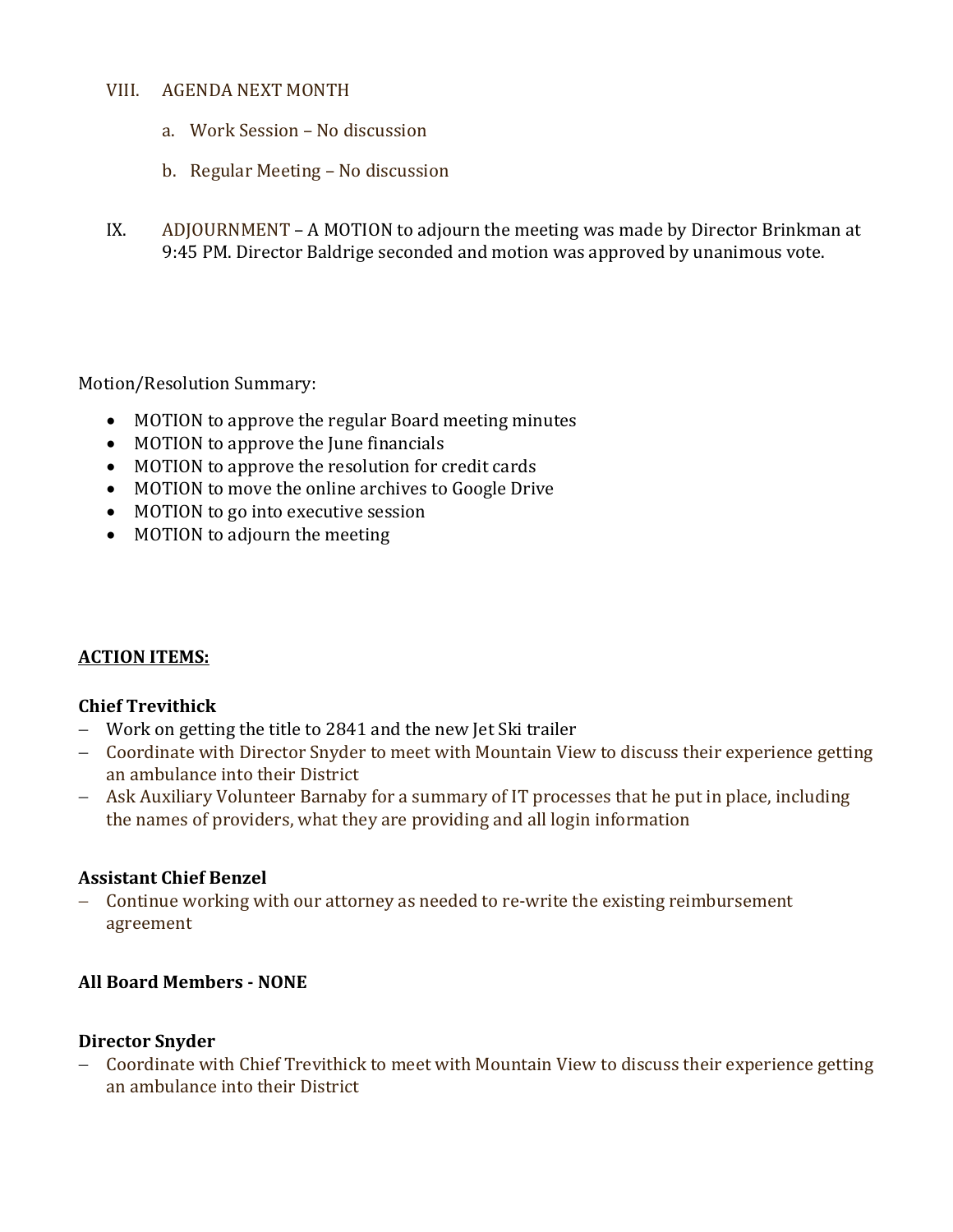VIII. AGENDA NEXT MONTH

a. Work Session – No discussion

b. Regular Meeting – No discussion

IX. ADJOURNMENT – A MOTION to adjourn the meeting was made by Director Brinkman at 9:45 PM. Director Baldrige seconded and motion was approved by unanimous vote.

Motion/Resolution Summary:

- MOTION to approve the regular Board meeting minutes
- MOTION to approve the June financials
- MOTION to approve the resolution for credit cards
- MOTION to move the online archives to Google Drive
- MOTION to go into executive session
- MOTION to adjourn the meeting

**ACTION ITEMS:**

**Chief Trevithick**

- Work on getting the title to 2841 and the new Jet Ski trailer
- Coordinate with Director Snyder to meet with Mountain View to discuss their experience getting an ambulance into their District
- Ask Auxiliary Volunteer Barnaby for a summary of IT processes that he put in place, including the names of providers, what they are providing and all login information

**Assistant Chief Benzel**

- Continue working with our attorney as needed to re-write the existing reimbursement agreement

**All Board Members - NONE**

**Director Snyder**

- Coordinate with Chief Trevithick to meet with Mountain View to discuss their experience getting an ambulance into their District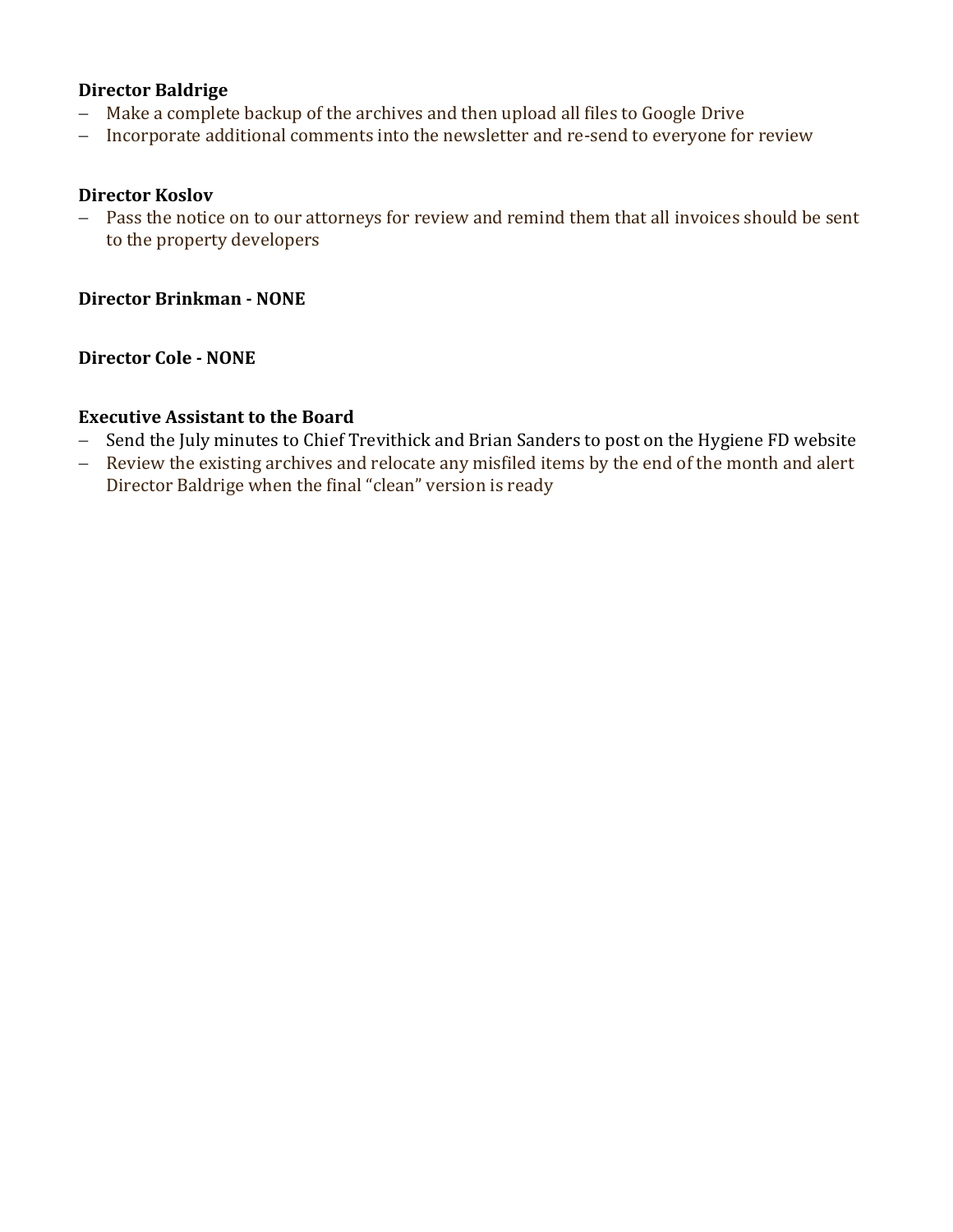**Director Baldrige**

- Make a complete backup of the archives and then upload all files to Google Drive
- Incorporate additional comments into the newsletter and re-send to everyone for review

**Director Koslov**

- Pass the notice on to our attorneys for review and remind them that all invoices should be sent to the property developers

**Director Brinkman - NONE**

**Director Cole - NONE**

**Executive Assistant to the Board**

- Send the July minutes to Chief Trevithick and Brian Sanders to post on the Hygiene FD website
- Review the existing archives and relocate any misfiled items by the end of the month and alert Director Baldrige when the final "clean" version is ready